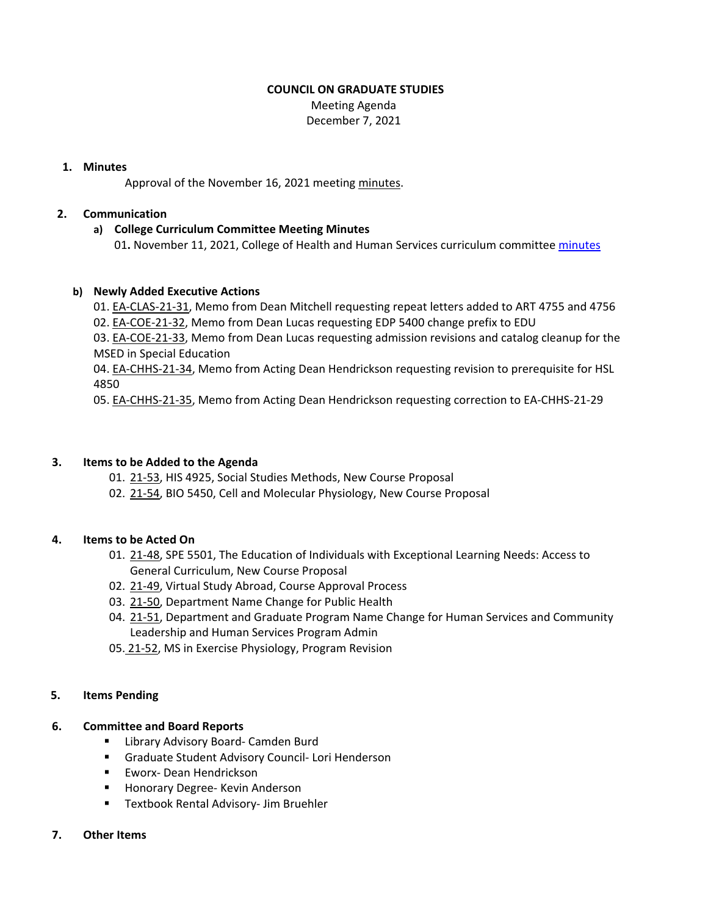# COUNCIL ON GRADUATE STUDIES

Meeting Agenda
December 7, 2021

## 1. Minutes

Approval of the November 16, 2021 meeting minutes.

## 2. Communication

### a) College Curriculum Committee Meeting Minutes

01. November 11, 2021, College of Health and Human Services curriculum committee minutes

### b) Newly Added Executive Actions

01. EA-CLAS-21-31, Memo from Dean Mitchell requesting repeat letters added to ART 4755 and 4756
02. EA-COE-21-32, Memo from Dean Lucas requesting EDP 5400 change prefix to EDU
03. EA-COE-21-33, Memo from Dean Lucas requesting admission revisions and catalog cleanup for the MSED in Special Education
04. EA-CHHS-21-34, Memo from Acting Dean Hendrickson requesting revision to prerequisite for HSL 4850
05. EA-CHHS-21-35, Memo from Acting Dean Hendrickson requesting correction to EA-CHHS-21-29

## 3. Items to be Added to the Agenda

01. 21-53, HIS 4925, Social Studies Methods, New Course Proposal
02. 21-54, BIO 5450, Cell and Molecular Physiology, New Course Proposal

## 4. Items to be Acted On

01. 21-48, SPE 5501, The Education of Individuals with Exceptional Learning Needs: Access to General Curriculum, New Course Proposal
02. 21-49, Virtual Study Abroad, Course Approval Process
03. 21-50, Department Name Change for Public Health
04. 21-51, Department and Graduate Program Name Change for Human Services and Community Leadership and Human Services Program Admin
05. 21-52, MS in Exercise Physiology, Program Revision

## 5. Items Pending

## 6. Committee and Board Reports

- Library Advisory Board- Camden Burd
- Graduate Student Advisory Council- Lori Henderson
- Eworx- Dean Hendrickson
- Honorary Degree- Kevin Anderson
- Textbook Rental Advisory- Jim Bruehler

## 7. Other Items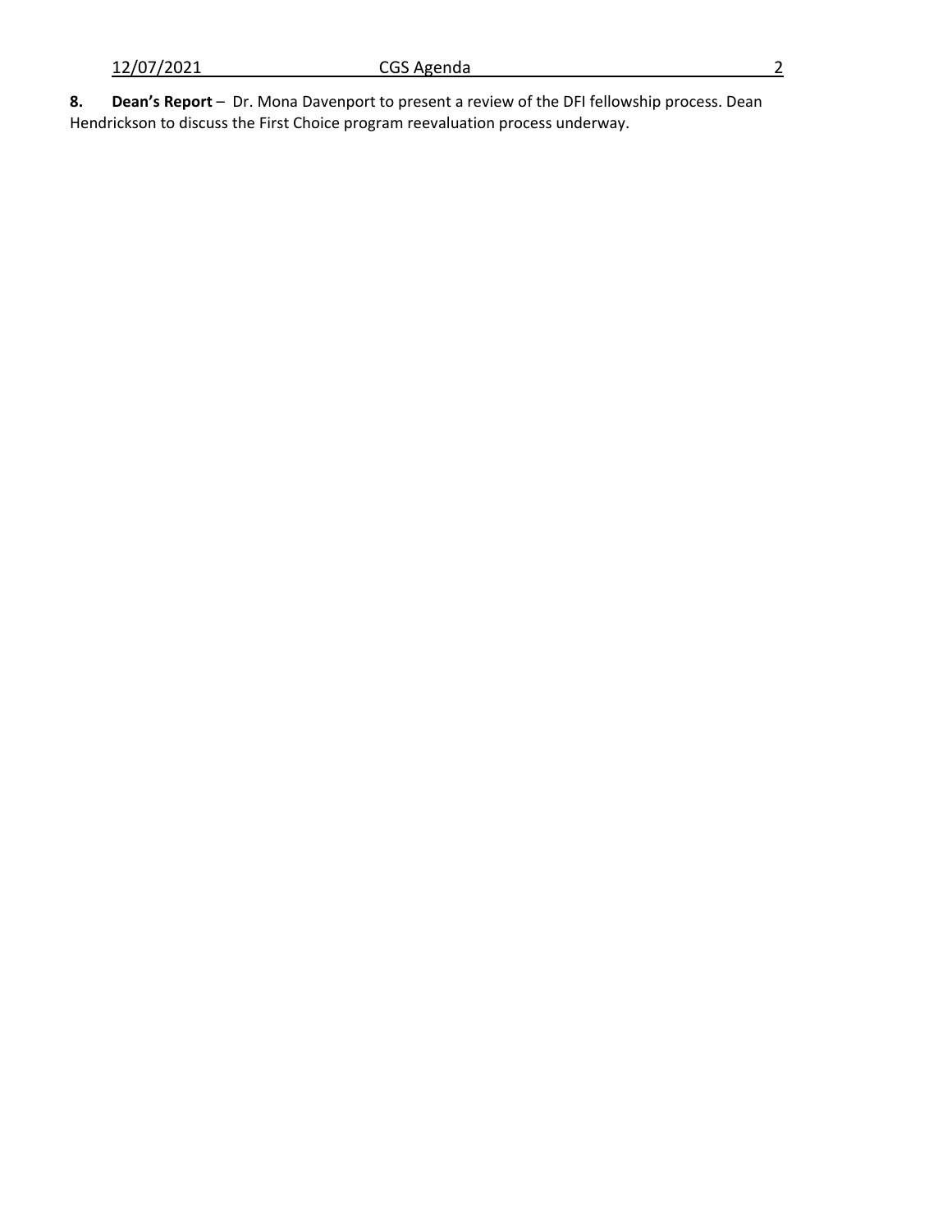**8. Dean's Report** – Dr. Mona Davenport to present a review of the DFI fellowship process. Dean Hendrickson to discuss the First Choice program reevaluation process underway.